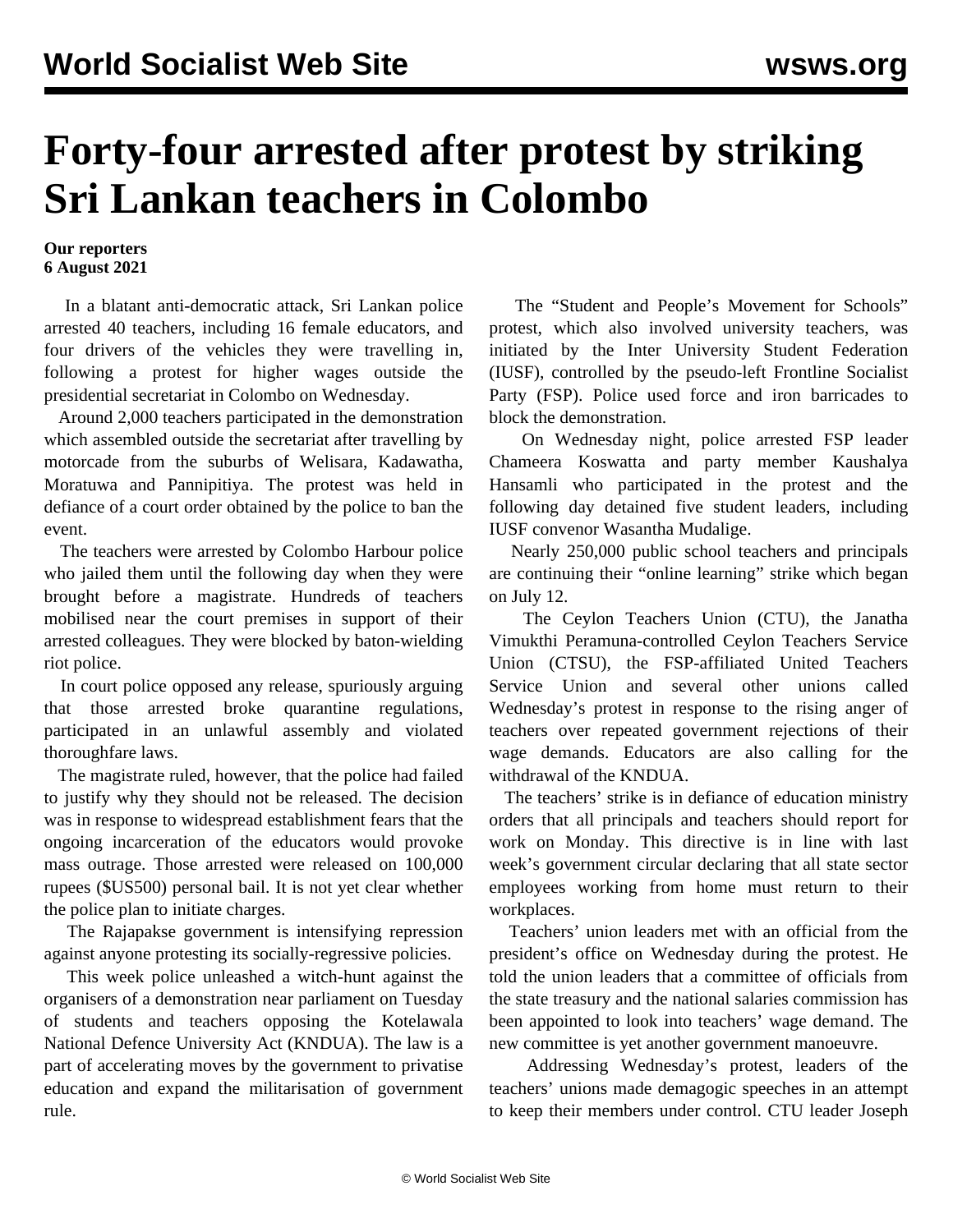# Forty-four arrested after protest by striking Sri Lankan teachers in Colombo

**Our reporters**
**6 August 2021**

In a blatant anti-democratic attack, Sri Lankan police arrested 40 teachers, including 16 female educators, and four drivers of the vehicles they were travelling in, following a protest for higher wages outside the presidential secretariat in Colombo on Wednesday.

Around 2,000 teachers participated in the demonstration which assembled outside the secretariat after travelling by motorcade from the suburbs of Welisara, Kadawatha, Moratuwa and Pannipitiya. The protest was held in defiance of a court order obtained by the police to ban the event.

The teachers were arrested by Colombo Harbour police who jailed them until the following day when they were brought before a magistrate. Hundreds of teachers mobilised near the court premises in support of their arrested colleagues. They were blocked by baton-wielding riot police.

In court police opposed any release, spuriously arguing that those arrested broke quarantine regulations, participated in an unlawful assembly and violated thoroughfare laws.

The magistrate ruled, however, that the police had failed to justify why they should not be released. The decision was in response to widespread establishment fears that the ongoing incarceration of the educators would provoke mass outrage. Those arrested were released on 100,000 rupees ($US500) personal bail. It is not yet clear whether the police plan to initiate charges.

The Rajapakse government is intensifying repression against anyone protesting its socially-regressive policies.

This week police unleashed a witch-hunt against the organisers of a demonstration near parliament on Tuesday of students and teachers opposing the Kotelawala National Defence University Act (KNDUA). The law is a part of accelerating moves by the government to privatise education and expand the militarisation of government rule.

The "Student and People's Movement for Schools" protest, which also involved university teachers, was initiated by the Inter University Student Federation (IUSF), controlled by the pseudo-left Frontline Socialist Party (FSP). Police used force and iron barricades to block the demonstration.

On Wednesday night, police arrested FSP leader Chameera Koswatta and party member Kaushalya Hansamli who participated in the protest and the following day detained five student leaders, including IUSF convenor Wasantha Mudalige.

Nearly 250,000 public school teachers and principals are continuing their "online learning" strike which began on July 12.

The Ceylon Teachers Union (CTU), the Janatha Vimukthi Peramuna-controlled Ceylon Teachers Service Union (CTSU), the FSP-affiliated United Teachers Service Union and several other unions called Wednesday's protest in response to the rising anger of teachers over repeated government rejections of their wage demands. Educators are also calling for the withdrawal of the KNDUA.

The teachers' strike is in defiance of education ministry orders that all principals and teachers should report for work on Monday. This directive is in line with last week's government circular declaring that all state sector employees working from home must return to their workplaces.

Teachers' union leaders met with an official from the president's office on Wednesday during the protest. He told the union leaders that a committee of officials from the state treasury and the national salaries commission has been appointed to look into teachers' wage demand. The new committee is yet another government manoeuvre.

Addressing Wednesday's protest, leaders of the teachers' unions made demagogic speeches in an attempt to keep their members under control. CTU leader Joseph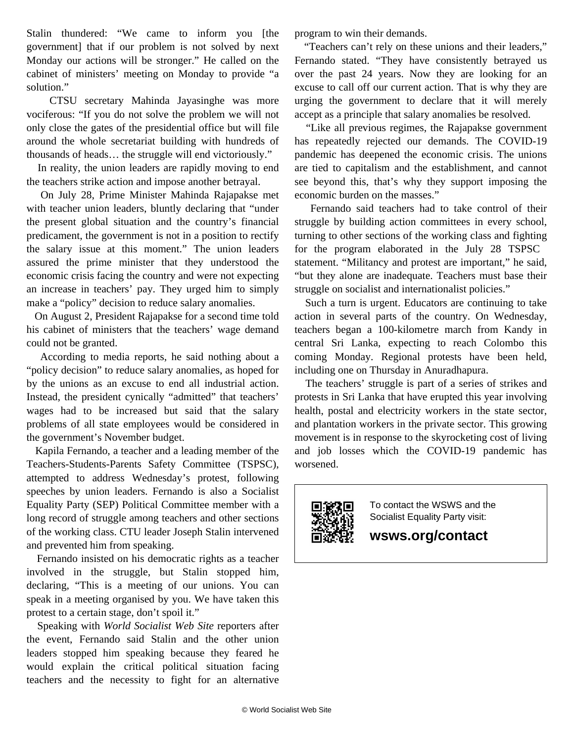Stalin thundered: "We came to inform you [the government] that if our problem is not solved by next Monday our actions will be stronger." He called on the cabinet of ministers' meeting on Monday to provide "a solution."

CTSU secretary Mahinda Jayasinghe was more vociferous: "If you do not solve the problem we will not only close the gates of the presidential office but will file around the whole secretariat building with hundreds of thousands of heads… the struggle will end victoriously."

In reality, the union leaders are rapidly moving to end the teachers strike action and impose another betrayal.

On July 28, Prime Minister Mahinda Rajapakse met with teacher union leaders, bluntly declaring that "under the present global situation and the country's financial predicament, the government is not in a position to rectify the salary issue at this moment." The union leaders assured the prime minister that they understood the economic crisis facing the country and were not expecting an increase in teachers' pay. They urged him to simply make a "policy" decision to reduce salary anomalies.

On August 2, President Rajapakse for a second time told his cabinet of ministers that the teachers' wage demand could not be granted.

According to media reports, he said nothing about a "policy decision" to reduce salary anomalies, as hoped for by the unions as an excuse to end all industrial action. Instead, the president cynically "admitted" that teachers' wages had to be increased but said that the salary problems of all state employees would be considered in the government's November budget.

Kapila Fernando, a teacher and a leading member of the Teachers-Students-Parents Safety Committee (TSPSC), attempted to address Wednesday's protest, following speeches by union leaders. Fernando is also a Socialist Equality Party (SEP) Political Committee member with a long record of struggle among teachers and other sections of the working class. CTU leader Joseph Stalin intervened and prevented him from speaking.

Fernando insisted on his democratic rights as a teacher involved in the struggle, but Stalin stopped him, declaring, "This is a meeting of our unions. You can speak in a meeting organised by you. We have taken this protest to a certain stage, don't spoil it."

Speaking with *World Socialist Web Site* reporters after the event, Fernando said Stalin and the other union leaders stopped him speaking because they feared he would explain the critical political situation facing teachers and the necessity to fight for an alternative program to win their demands.

"Teachers can't rely on these unions and their leaders," Fernando stated. "They have consistently betrayed us over the past 24 years. Now they are looking for an excuse to call off our current action. That is why they are urging the government to declare that it will merely accept as a principle that salary anomalies be resolved.

"Like all previous regimes, the Rajapakse government has repeatedly rejected our demands. The COVID-19 pandemic has deepened the economic crisis. The unions are tied to capitalism and the establishment, and cannot see beyond this, that's why they support imposing the economic burden on the masses."

Fernando said teachers had to take control of their struggle by building action committees in every school, turning to other sections of the working class and fighting for the program elaborated in the July 28 TSPSC statement. "Militancy and protest are important," he said, "but they alone are inadequate. Teachers must base their struggle on socialist and internationalist policies."

Such a turn is urgent. Educators are continuing to take action in several parts of the country. On Wednesday, teachers began a 100-kilometre march from Kandy in central Sri Lanka, expecting to reach Colombo this coming Monday. Regional protests have been held, including one on Thursday in Anuradhapura.

The teachers' struggle is part of a series of strikes and protests in Sri Lanka that have erupted this year involving health, postal and electricity workers in the state sector, and plantation workers in the private sector. This growing movement is in response to the skyrocketing cost of living and job losses which the COVID-19 pandemic has worsened.

To contact the WSWS and the Socialist Equality Party visit:

**wsws.org/contact**